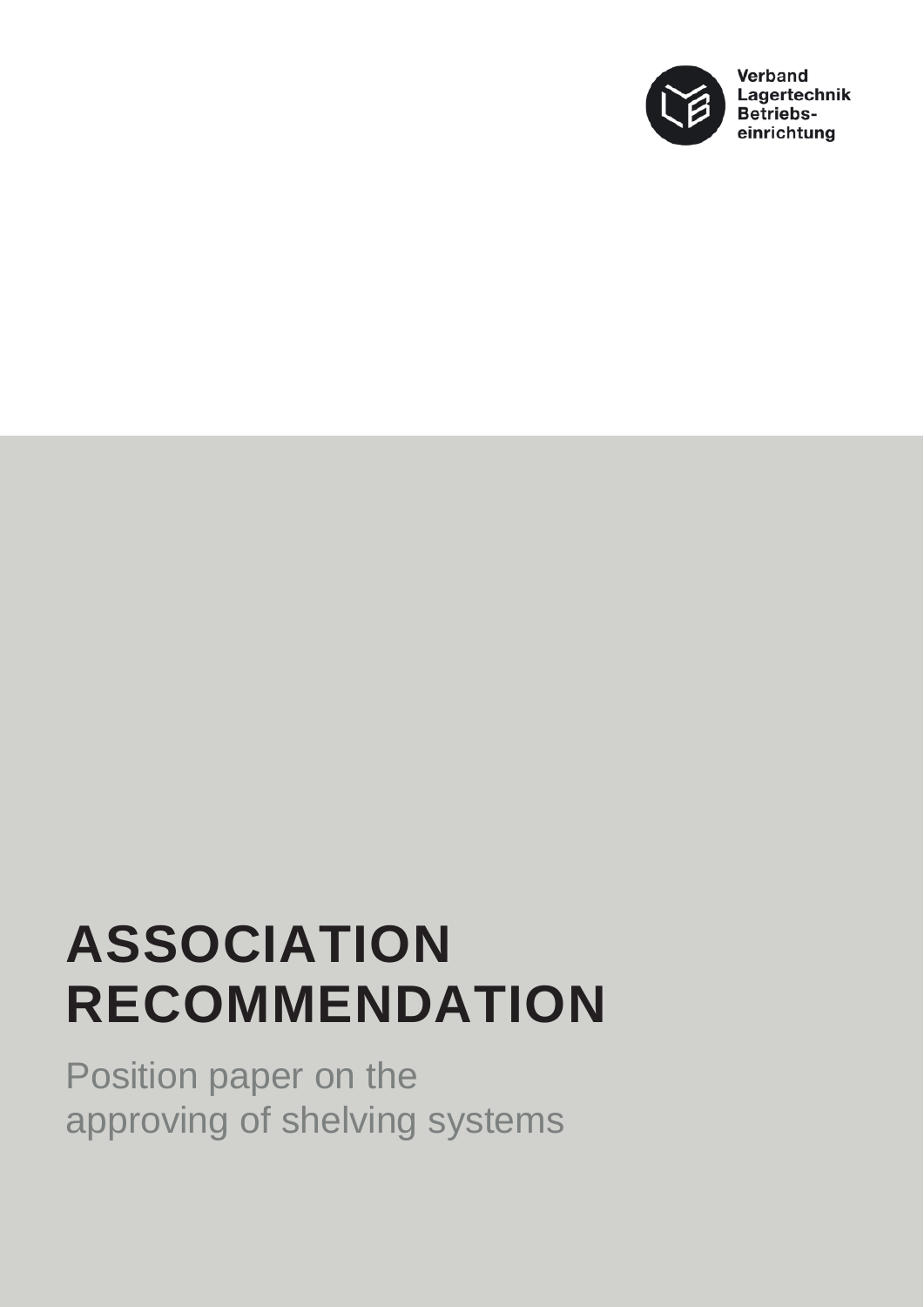Verband Lagertechnik Betriebseinrichtung

# ASSOCIATION RECOMMENDATION

Position paper on the approving of shelving systems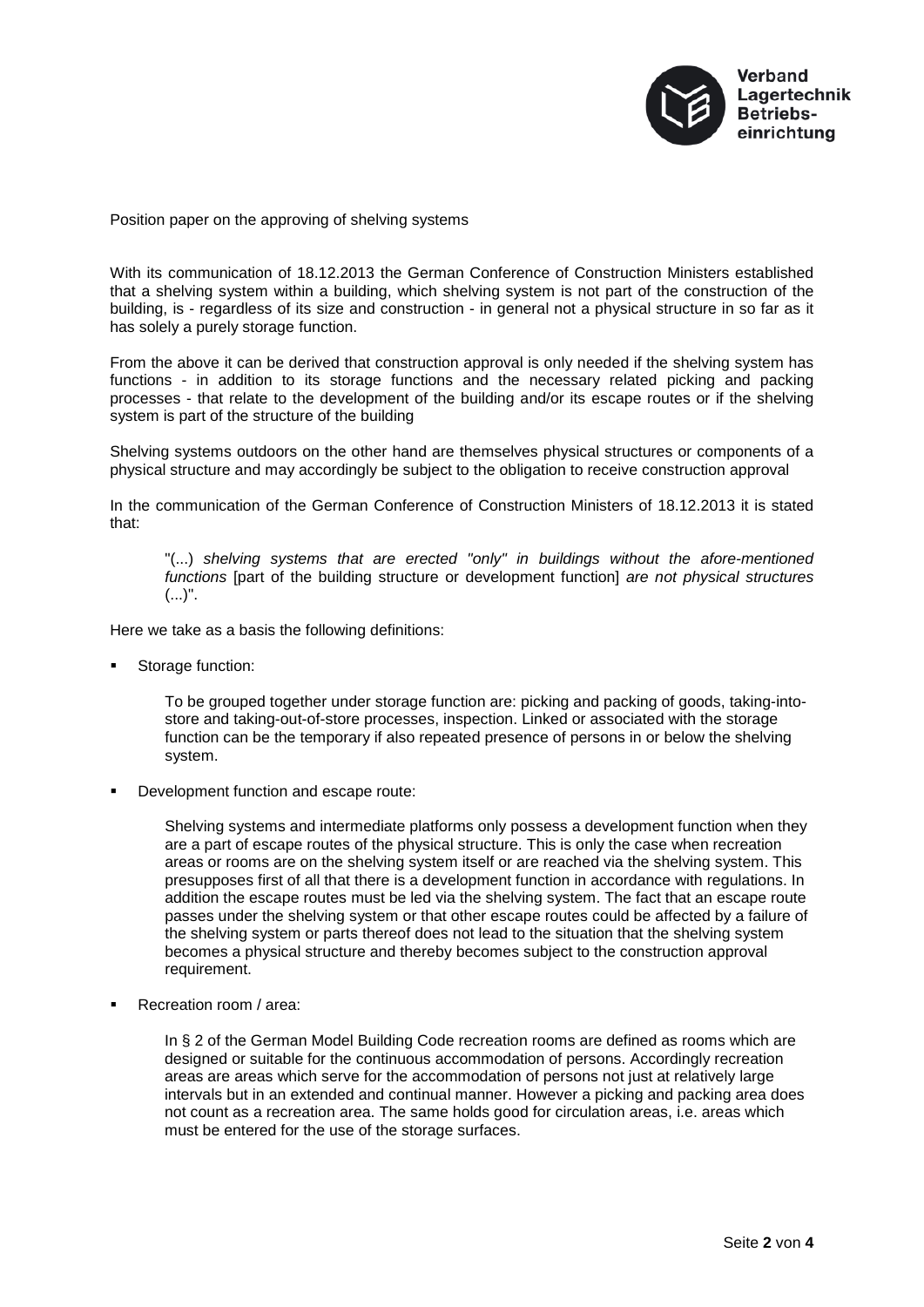Position paper on the approving of shelving systems

With its communication of 18.12.2013 the German Conference of Construction Ministers established that a shelving system within a building, which shelving system is not part of the construction of the building, is - regardless of its size and construction - in general not a physical structure in so far as it has solely a purely storage function.

From the above it can be derived that construction approval is only needed if the shelving system has functions - in addition to its storage functions and the necessary related picking and packing processes - that relate to the development of the building and/or its escape routes or if the shelving system is part of the structure of the building

Shelving systems outdoors on the other hand are themselves physical structures or components of a physical structure and may accordingly be subject to the obligation to receive construction approval

In the communication of the German Conference of Construction Ministers of 18.12.2013 it is stated that:

> "(...) *shelving systems that are erected "only" in buildings without the afore-mentioned functions* [part of the building structure or development function] *are not physical structures* (...)".

Here we take as a basis the following definitions:

- Storage function:

  To be grouped together under storage function are: picking and packing of goods, taking-into-store and taking-out-of-store processes, inspection. Linked or associated with the storage function can be the temporary if also repeated presence of persons in or below the shelving system.

- Development function and escape route:

  Shelving systems and intermediate platforms only possess a development function when they are a part of escape routes of the physical structure. This is only the case when recreation areas or rooms are on the shelving system itself or are reached via the shelving system. This presupposes first of all that there is a development function in accordance with regulations. In addition the escape routes must be led via the shelving system. The fact that an escape route passes under the shelving system or that other escape routes could be affected by a failure of the shelving system or parts thereof does not lead to the situation that the shelving system becomes a physical structure and thereby becomes subject to the construction approval requirement.

- Recreation room / area:

  In § 2 of the German Model Building Code recreation rooms are defined as rooms which are designed or suitable for the continuous accommodation of persons. Accordingly recreation areas are areas which serve for the accommodation of persons not just at relatively large intervals but in an extended and continual manner. However a picking and packing area does not count as a recreation area. The same holds good for circulation areas, i.e. areas which must be entered for the use of the storage surfaces.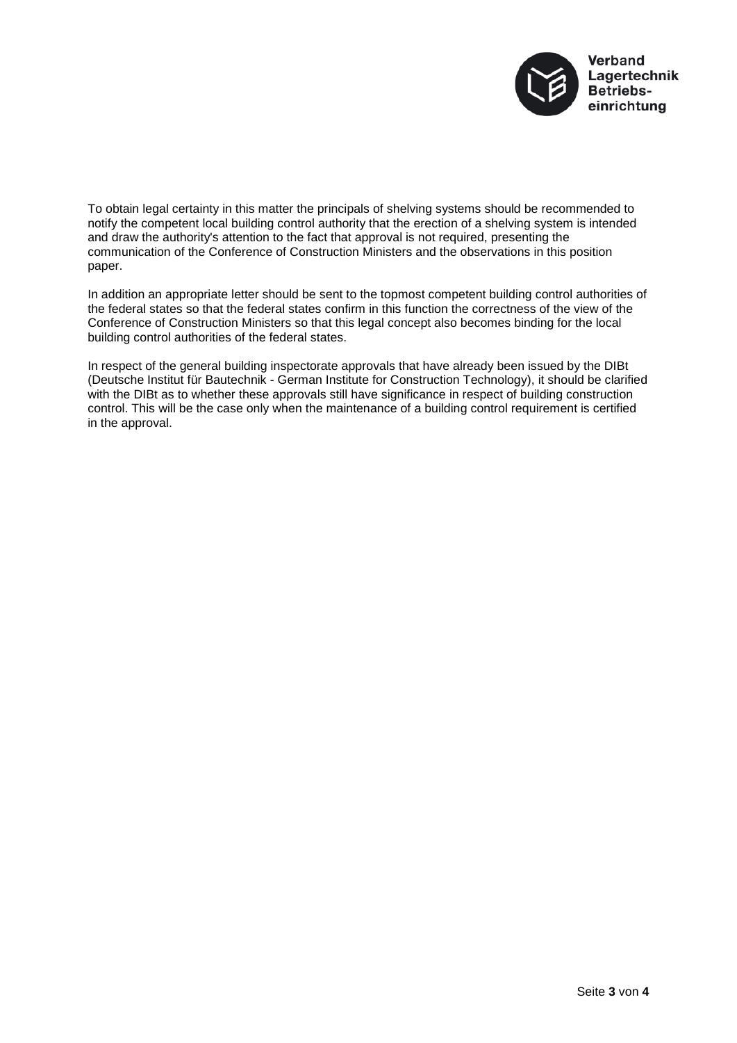To obtain legal certainty in this matter the principals of shelving systems should be recommended to notify the competent local building control authority that the erection of a shelving system is intended and draw the authority's attention to the fact that approval is not required, presenting the communication of the Conference of Construction Ministers and the observations in this position paper.

In addition an appropriate letter should be sent to the topmost competent building control authorities of the federal states so that the federal states confirm in this function the correctness of the view of the Conference of Construction Ministers so that this legal concept also becomes binding for the local building control authorities of the federal states.

In respect of the general building inspectorate approvals that have already been issued by the DIBt (Deutsche Institut für Bautechnik - German Institute for Construction Technology), it should be clarified with the DIBt as to whether these approvals still have significance in respect of building construction control. This will be the case only when the maintenance of a building control requirement is certified in the approval.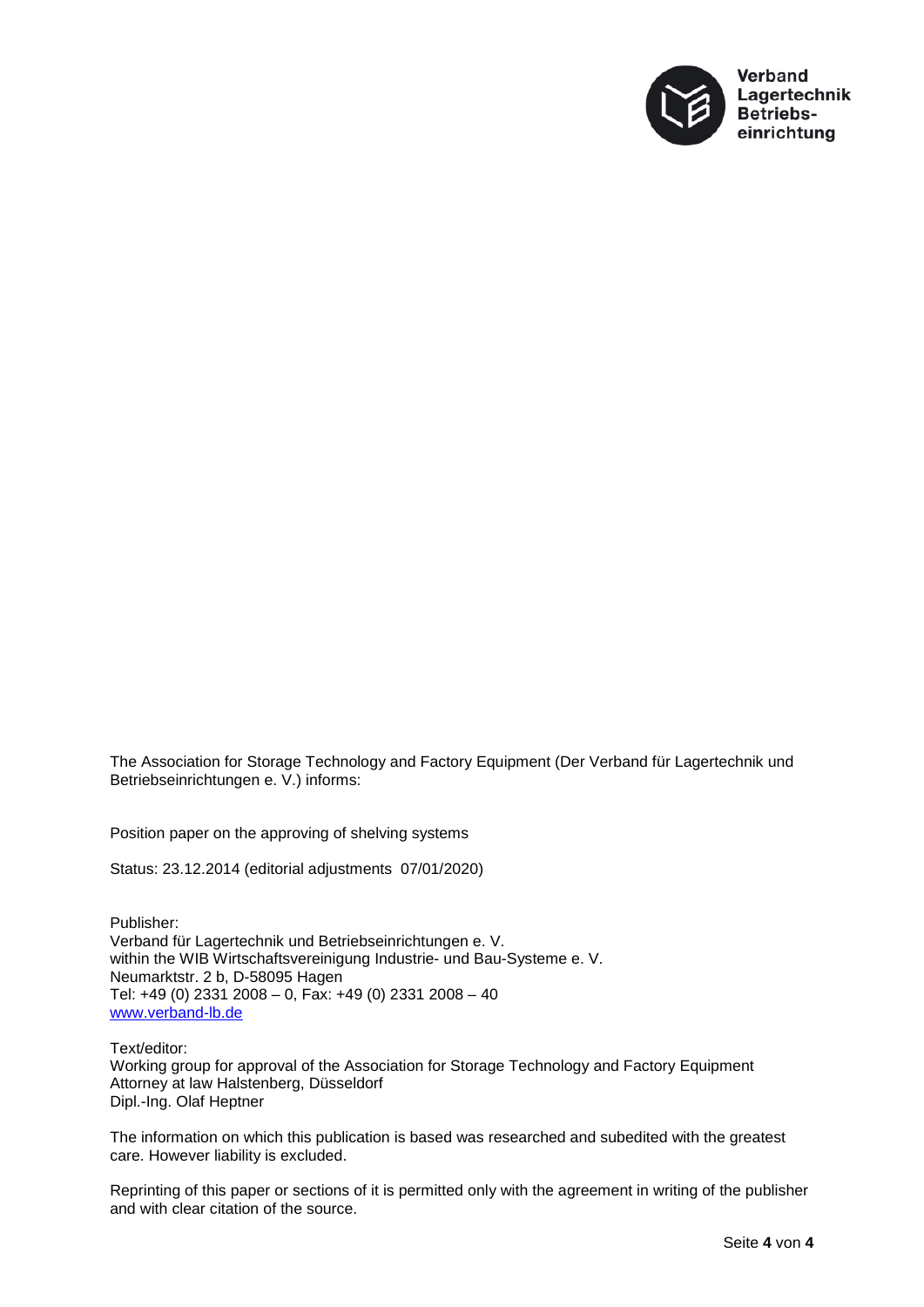Verband
Lagertechnik
Betriebs-
einrichtung

The Association for Storage Technology and Factory Equipment (Der Verband für Lagertechnik und Betriebseinrichtungen e. V.) informs:

Position paper on the approving of shelving systems

Status: 23.12.2014 (editorial adjustments 07/01/2020)

Publisher:
Verband für Lagertechnik und Betriebseinrichtungen e. V.
within the WIB Wirtschaftsvereinigung Industrie- und Bau-Systeme e. V.
Neumarktstr. 2 b, D-58095 Hagen
Tel: +49 (0) 2331 2008 – 0, Fax: +49 (0) 2331 2008 – 40
[www.verband-lb.de](http://www.verband-lb.de)

Text/editor:
Working group for approval of the Association for Storage Technology and Factory Equipment
Attorney at law Halstenberg, Düsseldorf
Dipl.-Ing. Olaf Heptner

The information on which this publication is based was researched and subedited with the greatest care. However liability is excluded.

Reprinting of this paper or sections of it is permitted only with the agreement in writing of the publisher and with clear citation of the source.